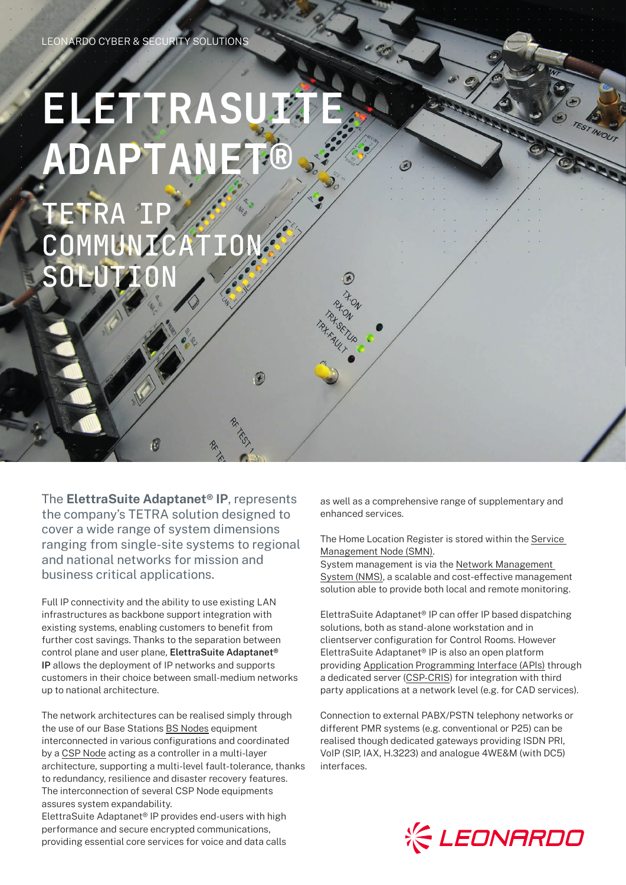LEONARDO CYBER & SECURITY SOLUTIONS

# ELETTRASUITE ADAPTANET®

## TETRA IP COMMUNICATION SOLUTION

The **ElettraSuite Adaptanet® IP**, represents the company's TETRA solution designed to cover a wide range of system dimensions ranging from single-site systems to regional and national networks for mission and business critical applications.

Full IP connectivity and the ability to use existing LAN infrastructures as backbone support integration with existing systems, enabling customers to benefit from further cost savings. Thanks to the separation between control plane and user plane, **ElettraSuite Adaptanet® IP** allows the deployment of IP networks and supports customers in their choice between small-medium networks up to national architecture.

The network architectures can be realised simply through the use of our Base Stations BS Nodes equipment interconnected in various configurations and coordinated by a CSP Node acting as a controller in a multi-layer architecture, supporting a multi-level fault-tolerance, thanks to redundancy, resilience and disaster recovery features. The interconnection of several CSP Node equipments assures system expandability.
ElettraSuite Adaptanet® IP provides end-users with high performance and secure encrypted communications, providing essential core services for voice and data calls as well as a comprehensive range of supplementary and enhanced services.

The Home Location Register is stored within the Service Management Node (SMN).
System management is via the Network Management System (NMS), a scalable and cost-effective management solution able to provide both local and remote monitoring.

ElettraSuite Adaptanet® IP can offer IP based dispatching solutions, both as stand-alone workstation and in clientserver configuration for Control Rooms. However ElettraSuite Adaptanet® IP is also an open platform providing Application Programming Interface (APIs) through a dedicated server (CSP-CRIS) for integration with third party applications at a network level (e.g. for CAD services).

Connection to external PABX/PSTN telephony networks or different PMR systems (e.g. conventional or P25) can be realised though dedicated gateways providing ISDN PRI, VoIP (SIP, IAX, H.3223) and analogue 4WE&M (with DC5) interfaces.

LEONARDO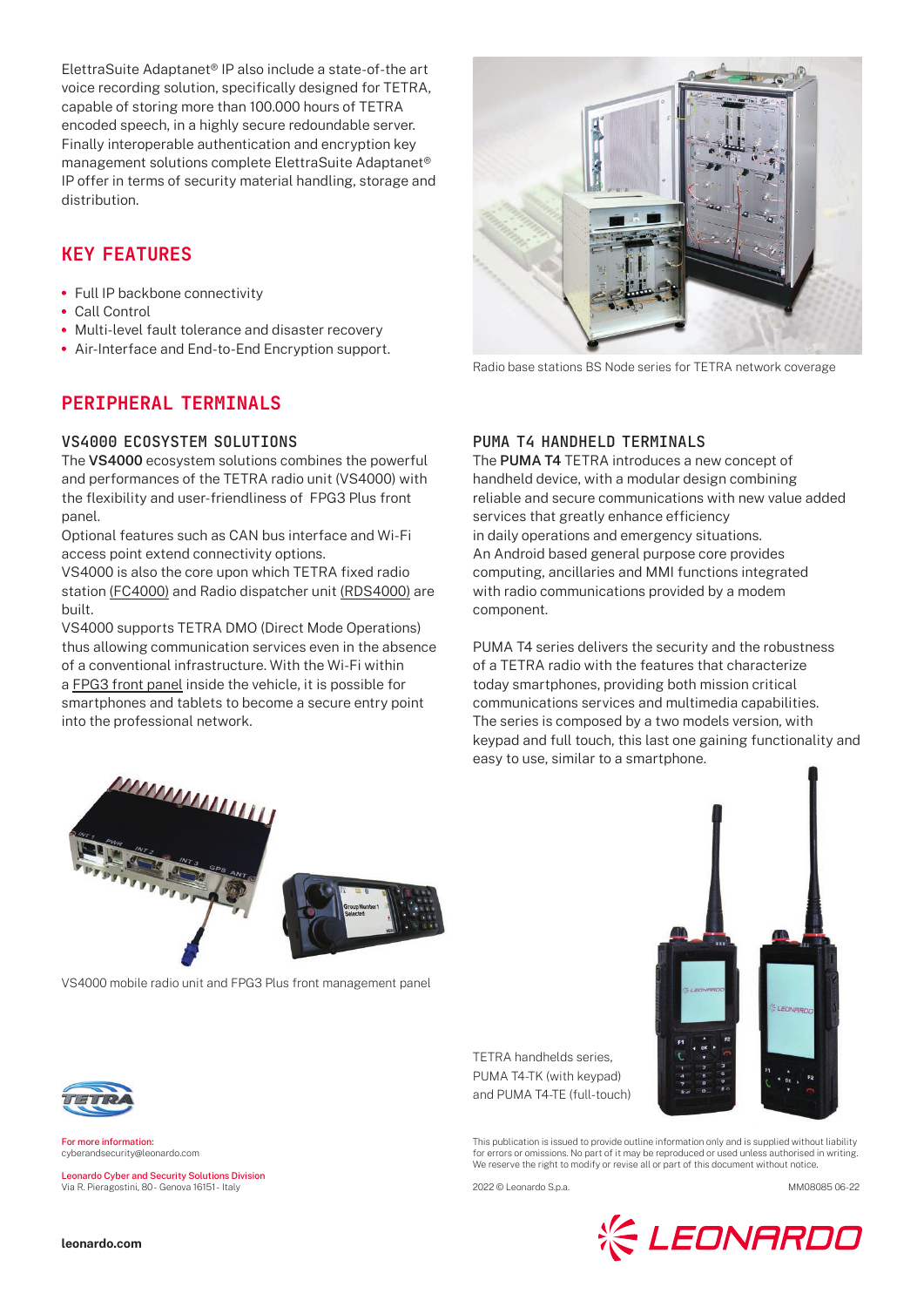ElettraSuite Adaptanet® IP also include a state-of-the art voice recording solution, specifically designed for TETRA, capable of storing more than 100.000 hours of TETRA encoded speech, in a highly secure redoundable server. Finally interoperable authentication and encryption key management solutions complete ElettraSuite Adaptanet® IP offer in terms of security material handling, storage and distribution.

## KEY FEATURES

- Full IP backbone connectivity
- Call Control
- Multi-level fault tolerance and disaster recovery
- Air-Interface and End-to-End Encryption support.

Radio base stations BS Node series for TETRA network coverage

## PERIPHERAL TERMINALS

### VS4000 ECOSYSTEM SOLUTIONS

The **VS4000** ecosystem solutions combines the powerful and performances of the TETRA radio unit (VS4000) with the flexibility and user-friendliness of FPG3 Plus front panel.

Optional features such as CAN bus interface and Wi-Fi access point extend connectivity options.

VS4000 is also the core upon which TETRA fixed radio station (FC4000) and Radio dispatcher unit (RDS4000) are built.

VS4000 supports TETRA DMO (Direct Mode Operations) thus allowing communication services even in the absence of a conventional infrastructure. With the Wi-Fi within a FPG3 front panel inside the vehicle, it is possible for smartphones and tablets to become a secure entry point into the professional network.

VS4000 mobile radio unit and FPG3 Plus front management panel

### PUMA T4 HANDHELD TERMINALS

The **PUMA T4** TETRA introduces a new concept of handheld device, with a modular design combining reliable and secure communications with new value added services that greatly enhance efficiency in daily operations and emergency situations.

An Android based general purpose core provides computing, ancillaries and MMI functions integrated with radio communications provided by a modem component.

PUMA T4 series delivers the security and the robustness of a TETRA radio with the features that characterize today smartphones, providing both mission critical communications services and multimedia capabilities. The series is composed by a two models version, with keypad and full touch, this last one gaining functionality and easy to use, similar to a smartphone.

TETRA handhelds series, PUMA T4-TK (with keypad) and PUMA T4-TE (full-touch)

For more information:
cyberandsecurity@leonardo.com

Leonardo Cyber and Security Solutions Division
Via R. Pieragostini, 80 - Genova 16151 - Italy

This publication is issued to provide outline information only and is supplied without liability for errors or omissions. No part of it may be reproduced or used unless authorised in writing. We reserve the right to modify or revise all or part of this document without notice.

2022 © Leonardo S.p.a.

MM08085 06-22

leonardo.com